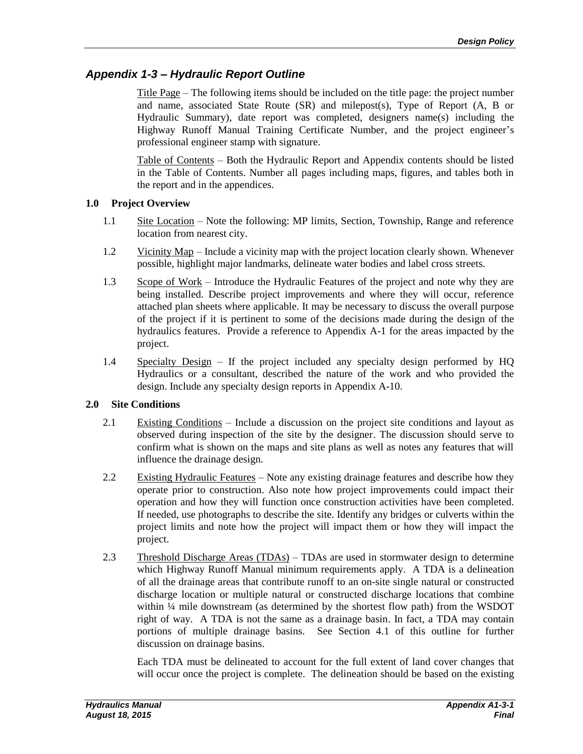## *Appendix 1-3 – Hydraulic Report Outline*

Title Page – The following items should be included on the title page: the project number and name, associated State Route (SR) and milepost(s), Type of Report (A, B or Hydraulic Summary), date report was completed, designers name(s) including the Highway Runoff Manual Training Certificate Number, and the project engineer's professional engineer stamp with signature.

Table of Contents – Both the Hydraulic Report and Appendix contents should be listed in the Table of Contents. Number all pages including maps, figures, and tables both in the report and in the appendices.

### 1.0 Project Overview

1.1 Site Location – Note the following: MP limits, Section, Township, Range and reference location from nearest city.

1.2 Vicinity Map – Include a vicinity map with the project location clearly shown. Whenever possible, highlight major landmarks, delineate water bodies and label cross streets.

1.3 Scope of Work – Introduce the Hydraulic Features of the project and note why they are being installed. Describe project improvements and where they will occur, reference attached plan sheets where applicable. It may be necessary to discuss the overall purpose of the project if it is pertinent to some of the decisions made during the design of the hydraulics features. Provide a reference to Appendix A-1 for the areas impacted by the project.

1.4 Specialty Design – If the project included any specialty design performed by HQ Hydraulics or a consultant, described the nature of the work and who provided the design. Include any specialty design reports in Appendix A-10.

### 2.0 Site Conditions

2.1 Existing Conditions – Include a discussion on the project site conditions and layout as observed during inspection of the site by the designer. The discussion should serve to confirm what is shown on the maps and site plans as well as notes any features that will influence the drainage design.

2.2 Existing Hydraulic Features – Note any existing drainage features and describe how they operate prior to construction. Also note how project improvements could impact their operation and how they will function once construction activities have been completed. If needed, use photographs to describe the site. Identify any bridges or culverts within the project limits and note how the project will impact them or how they will impact the project.

2.3 Threshold Discharge Areas (TDAs) – TDAs are used in stormwater design to determine which Highway Runoff Manual minimum requirements apply. A TDA is a delineation of all the drainage areas that contribute runoff to an on-site single natural or constructed discharge location or multiple natural or constructed discharge locations that combine within ¼ mile downstream (as determined by the shortest flow path) from the WSDOT right of way. A TDA is not the same as a drainage basin. In fact, a TDA may contain portions of multiple drainage basins. See Section 4.1 of this outline for further discussion on drainage basins.

Each TDA must be delineated to account for the full extent of land cover changes that will occur once the project is complete. The delineation should be based on the existing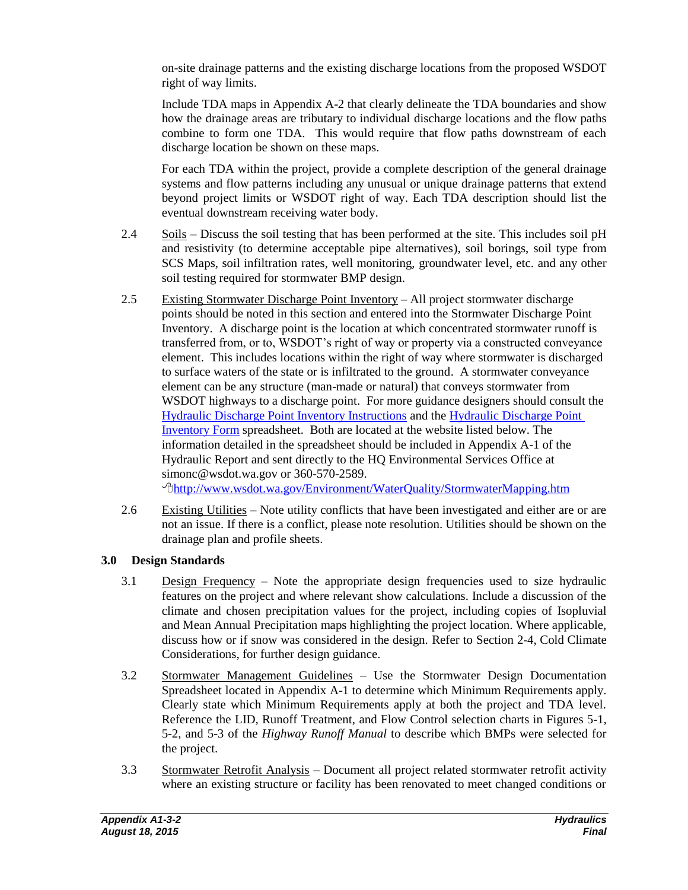on-site drainage patterns and the existing discharge locations from the proposed WSDOT right of way limits.

Include TDA maps in Appendix A-2 that clearly delineate the TDA boundaries and show how the drainage areas are tributary to individual discharge locations and the flow paths combine to form one TDA. This would require that flow paths downstream of each discharge location be shown on these maps.

For each TDA within the project, provide a complete description of the general drainage systems and flow patterns including any unusual or unique drainage patterns that extend beyond project limits or WSDOT right of way. Each TDA description should list the eventual downstream receiving water body.

2.4 Soils – Discuss the soil testing that has been performed at the site. This includes soil pH and resistivity (to determine acceptable pipe alternatives), soil borings, soil type from SCS Maps, soil infiltration rates, well monitoring, groundwater level, etc. and any other soil testing required for stormwater BMP design.

2.5 Existing Stormwater Discharge Point Inventory – All project stormwater discharge points should be noted in this section and entered into the Stormwater Discharge Point Inventory. A discharge point is the location at which concentrated stormwater runoff is transferred from, or to, WSDOT's right of way or property via a constructed conveyance element. This includes locations within the right of way where stormwater is discharged to surface waters of the state or is infiltrated to the ground. A stormwater conveyance element can be any structure (man-made or natural) that conveys stormwater from WSDOT highways to a discharge point. For more guidance designers should consult the Hydraulic Discharge Point Inventory Instructions and the Hydraulic Discharge Point Inventory Form spreadsheet. Both are located at the website listed below. The information detailed in the spreadsheet should be included in Appendix A-1 of the Hydraulic Report and sent directly to the HQ Environmental Services Office at simonc@wsdot.wa.gov or 360-570-2589.
http://www.wsdot.wa.gov/Environment/WaterQuality/StormwaterMapping.htm

2.6 Existing Utilities – Note utility conflicts that have been investigated and either are or are not an issue. If there is a conflict, please note resolution. Utilities should be shown on the drainage plan and profile sheets.

## 3.0 Design Standards

3.1 Design Frequency – Note the appropriate design frequencies used to size hydraulic features on the project and where relevant show calculations. Include a discussion of the climate and chosen precipitation values for the project, including copies of Isopluvial and Mean Annual Precipitation maps highlighting the project location. Where applicable, discuss how or if snow was considered in the design. Refer to Section 2-4, Cold Climate Considerations, for further design guidance.

3.2 Stormwater Management Guidelines – Use the Stormwater Design Documentation Spreadsheet located in Appendix A-1 to determine which Minimum Requirements apply. Clearly state which Minimum Requirements apply at both the project and TDA level. Reference the LID, Runoff Treatment, and Flow Control selection charts in Figures 5-1, 5-2, and 5-3 of the *Highway Runoff Manual* to describe which BMPs were selected for the project.

3.3 Stormwater Retrofit Analysis – Document all project related stormwater retrofit activity where an existing structure or facility has been renovated to meet changed conditions or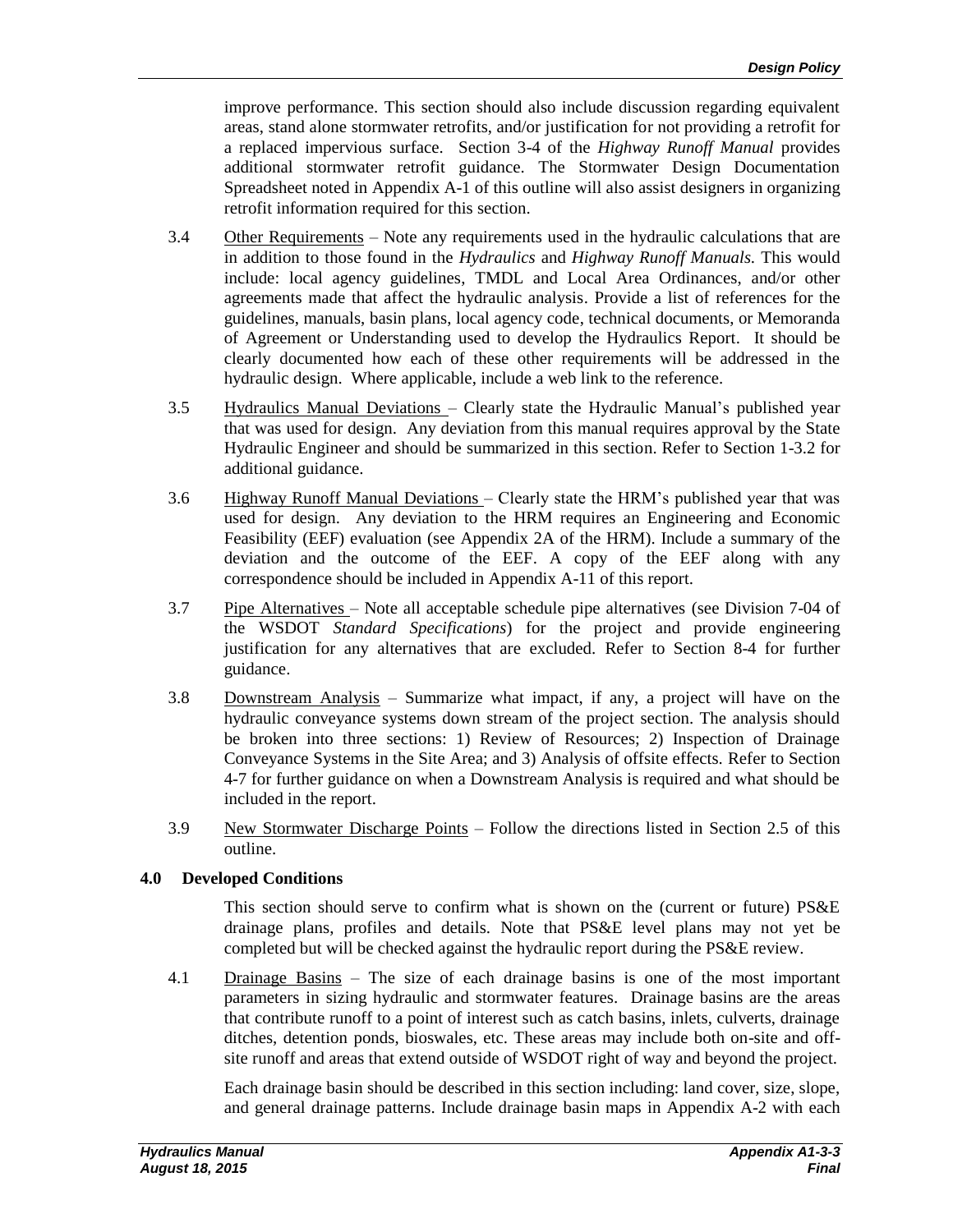improve performance. This section should also include discussion regarding equivalent areas, stand alone stormwater retrofits, and/or justification for not providing a retrofit for a replaced impervious surface. Section 3-4 of the *Highway Runoff Manual* provides additional stormwater retrofit guidance. The Stormwater Design Documentation Spreadsheet noted in Appendix A-1 of this outline will also assist designers in organizing retrofit information required for this section.

3.4 Other Requirements – Note any requirements used in the hydraulic calculations that are in addition to those found in the *Hydraulics* and *Highway Runoff Manuals.* This would include: local agency guidelines, TMDL and Local Area Ordinances, and/or other agreements made that affect the hydraulic analysis. Provide a list of references for the guidelines, manuals, basin plans, local agency code, technical documents, or Memoranda of Agreement or Understanding used to develop the Hydraulics Report. It should be clearly documented how each of these other requirements will be addressed in the hydraulic design. Where applicable, include a web link to the reference.

3.5 Hydraulics Manual Deviations – Clearly state the Hydraulic Manual's published year that was used for design. Any deviation from this manual requires approval by the State Hydraulic Engineer and should be summarized in this section. Refer to Section 1-3.2 for additional guidance.

3.6 Highway Runoff Manual Deviations – Clearly state the HRM's published year that was used for design. Any deviation to the HRM requires an Engineering and Economic Feasibility (EEF) evaluation (see Appendix 2A of the HRM). Include a summary of the deviation and the outcome of the EEF. A copy of the EEF along with any correspondence should be included in Appendix A-11 of this report.

3.7 Pipe Alternatives – Note all acceptable schedule pipe alternatives (see Division 7-04 of the WSDOT *Standard Specifications*) for the project and provide engineering justification for any alternatives that are excluded. Refer to Section 8-4 for further guidance.

3.8 Downstream Analysis – Summarize what impact, if any, a project will have on the hydraulic conveyance systems down stream of the project section. The analysis should be broken into three sections: 1) Review of Resources; 2) Inspection of Drainage Conveyance Systems in the Site Area; and 3) Analysis of offsite effects. Refer to Section 4-7 for further guidance on when a Downstream Analysis is required and what should be included in the report.

3.9 New Stormwater Discharge Points – Follow the directions listed in Section 2.5 of this outline.

## 4.0 Developed Conditions

This section should serve to confirm what is shown on the (current or future) PS&E drainage plans, profiles and details. Note that PS&E level plans may not yet be completed but will be checked against the hydraulic report during the PS&E review.

4.1 Drainage Basins – The size of each drainage basins is one of the most important parameters in sizing hydraulic and stormwater features. Drainage basins are the areas that contribute runoff to a point of interest such as catch basins, inlets, culverts, drainage ditches, detention ponds, bioswales, etc. These areas may include both on-site and off-site runoff and areas that extend outside of WSDOT right of way and beyond the project.

Each drainage basin should be described in this section including: land cover, size, slope, and general drainage patterns. Include drainage basin maps in Appendix A-2 with each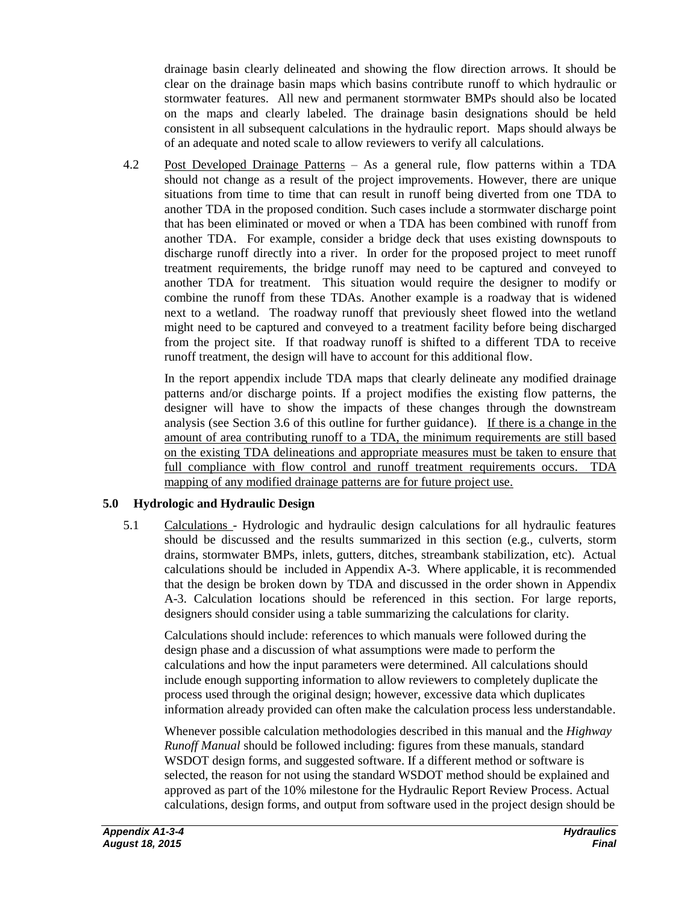drainage basin clearly delineated and showing the flow direction arrows. It should be clear on the drainage basin maps which basins contribute runoff to which hydraulic or stormwater features. All new and permanent stormwater BMPs should also be located on the maps and clearly labeled. The drainage basin designations should be held consistent in all subsequent calculations in the hydraulic report. Maps should always be of an adequate and noted scale to allow reviewers to verify all calculations.

4.2 Post Developed Drainage Patterns – As a general rule, flow patterns within a TDA should not change as a result of the project improvements. However, there are unique situations from time to time that can result in runoff being diverted from one TDA to another TDA in the proposed condition. Such cases include a stormwater discharge point that has been eliminated or moved or when a TDA has been combined with runoff from another TDA. For example, consider a bridge deck that uses existing downspouts to discharge runoff directly into a river. In order for the proposed project to meet runoff treatment requirements, the bridge runoff may need to be captured and conveyed to another TDA for treatment. This situation would require the designer to modify or combine the runoff from these TDAs. Another example is a roadway that is widened next to a wetland. The roadway runoff that previously sheet flowed into the wetland might need to be captured and conveyed to a treatment facility before being discharged from the project site. If that roadway runoff is shifted to a different TDA to receive runoff treatment, the design will have to account for this additional flow.

In the report appendix include TDA maps that clearly delineate any modified drainage patterns and/or discharge points. If a project modifies the existing flow patterns, the designer will have to show the impacts of these changes through the downstream analysis (see Section 3.6 of this outline for further guidance). <u>If there is a change in the amount of area contributing runoff to a TDA, the minimum requirements are still based on the existing TDA delineations and appropriate measures must be taken to ensure that full compliance with flow control and runoff treatment requirements occurs. TDA mapping of any modified drainage patterns are for future project use.</u>

## 5.0 Hydrologic and Hydraulic Design

5.1 Calculations - Hydrologic and hydraulic design calculations for all hydraulic features should be discussed and the results summarized in this section (e.g., culverts, storm drains, stormwater BMPs, inlets, gutters, ditches, streambank stabilization, etc). Actual calculations should be included in Appendix A-3. Where applicable, it is recommended that the design be broken down by TDA and discussed in the order shown in Appendix A-3. Calculation locations should be referenced in this section. For large reports, designers should consider using a table summarizing the calculations for clarity.

Calculations should include: references to which manuals were followed during the design phase and a discussion of what assumptions were made to perform the calculations and how the input parameters were determined. All calculations should include enough supporting information to allow reviewers to completely duplicate the process used through the original design; however, excessive data which duplicates information already provided can often make the calculation process less understandable.

Whenever possible calculation methodologies described in this manual and the *Highway Runoff Manual* should be followed including: figures from these manuals, standard WSDOT design forms, and suggested software. If a different method or software is selected, the reason for not using the standard WSDOT method should be explained and approved as part of the 10% milestone for the Hydraulic Report Review Process. Actual calculations, design forms, and output from software used in the project design should be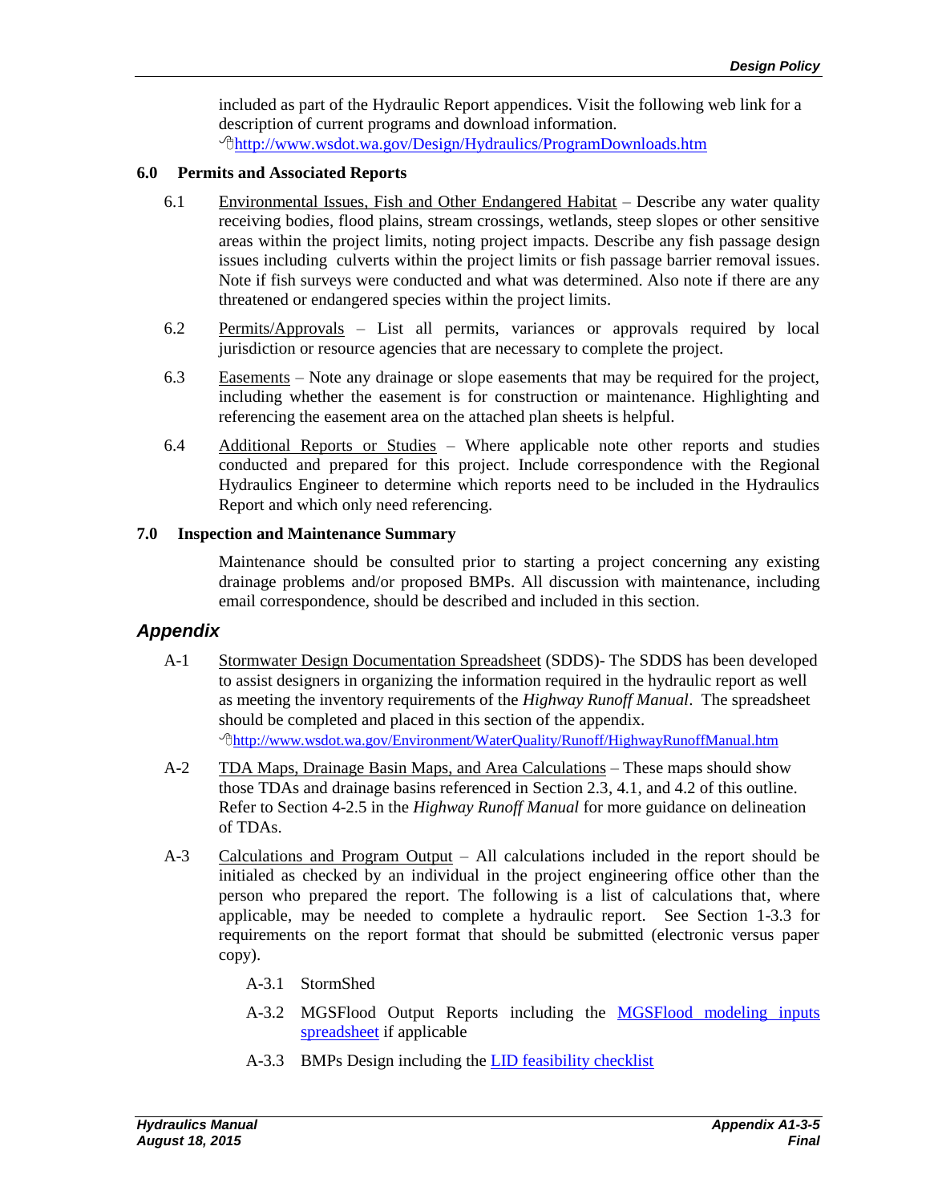included as part of the Hydraulic Report appendices. Visit the following web link for a description of current programs and download information.
http://www.wsdot.wa.gov/Design/Hydraulics/ProgramDownloads.htm

### 6.0 Permits and Associated Reports

6.1 Environmental Issues, Fish and Other Endangered Habitat – Describe any water quality receiving bodies, flood plains, stream crossings, wetlands, steep slopes or other sensitive areas within the project limits, noting project impacts. Describe any fish passage design issues including culverts within the project limits or fish passage barrier removal issues. Note if fish surveys were conducted and what was determined. Also note if there are any threatened or endangered species within the project limits.

6.2 Permits/Approvals – List all permits, variances or approvals required by local jurisdiction or resource agencies that are necessary to complete the project.

6.3 Easements – Note any drainage or slope easements that may be required for the project, including whether the easement is for construction or maintenance. Highlighting and referencing the easement area on the attached plan sheets is helpful.

6.4 Additional Reports or Studies – Where applicable note other reports and studies conducted and prepared for this project. Include correspondence with the Regional Hydraulics Engineer to determine which reports need to be included in the Hydraulics Report and which only need referencing.

### 7.0 Inspection and Maintenance Summary

Maintenance should be consulted prior to starting a project concerning any existing drainage problems and/or proposed BMPs. All discussion with maintenance, including email correspondence, should be described and included in this section.

## *Appendix*

A-1 Stormwater Design Documentation Spreadsheet (SDDS)- The SDDS has been developed to assist designers in organizing the information required in the hydraulic report as well as meeting the inventory requirements of the *Highway Runoff Manual*. The spreadsheet should be completed and placed in this section of the appendix.
http://www.wsdot.wa.gov/Environment/WaterQuality/Runoff/HighwayRunoffManual.htm

A-2 TDA Maps, Drainage Basin Maps, and Area Calculations – These maps should show those TDAs and drainage basins referenced in Section 2.3, 4.1, and 4.2 of this outline. Refer to Section 4-2.5 in the *Highway Runoff Manual* for more guidance on delineation of TDAs.

A-3 Calculations and Program Output – All calculations included in the report should be initialed as checked by an individual in the project engineering office other than the person who prepared the report. The following is a list of calculations that, where applicable, may be needed to complete a hydraulic report. See Section 1-3.3 for requirements on the report format that should be submitted (electronic versus paper copy).

A-3.1 StormShed

A-3.2 MGSFlood Output Reports including the MGSFlood modeling inputs spreadsheet if applicable

A-3.3 BMPs Design including the LID feasibility checklist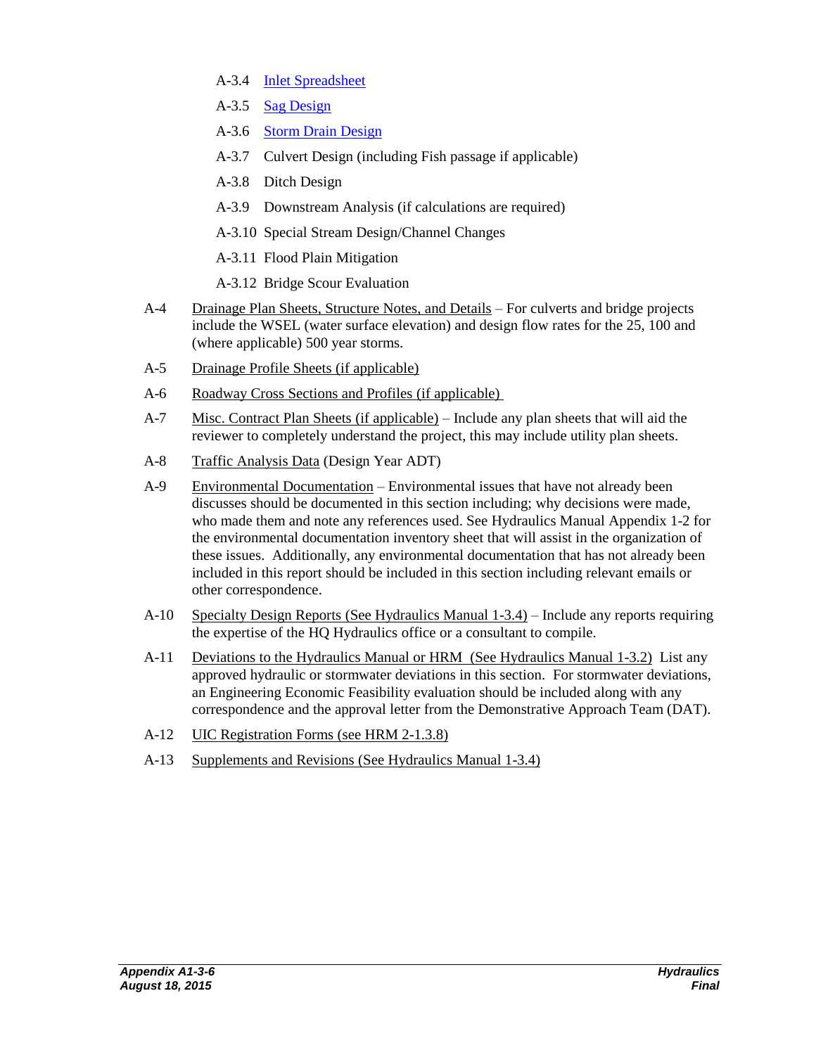- A-3.4 Inlet Spreadsheet
- A-3.5 Sag Design
- A-3.6 Storm Drain Design
- A-3.7 Culvert Design (including Fish passage if applicable)
- A-3.8 Ditch Design
- A-3.9 Downstream Analysis (if calculations are required)
- A-3.10 Special Stream Design/Channel Changes
- A-3.11 Flood Plain Mitigation
- A-3.12 Bridge Scour Evaluation

A-4 Drainage Plan Sheets, Structure Notes, and Details – For culverts and bridge projects include the WSEL (water surface elevation) and design flow rates for the 25, 100 and (where applicable) 500 year storms.

A-5 Drainage Profile Sheets (if applicable)

A-6 Roadway Cross Sections and Profiles (if applicable)

A-7 Misc. Contract Plan Sheets (if applicable) – Include any plan sheets that will aid the reviewer to completely understand the project, this may include utility plan sheets.

A-8 Traffic Analysis Data (Design Year ADT)

A-9 Environmental Documentation – Environmental issues that have not already been discusses should be documented in this section including; why decisions were made, who made them and note any references used. See Hydraulics Manual Appendix 1-2 for the environmental documentation inventory sheet that will assist in the organization of these issues. Additionally, any environmental documentation that has not already been included in this report should be included in this section including relevant emails or other correspondence.

A-10 Specialty Design Reports (See Hydraulics Manual 1-3.4) – Include any reports requiring the expertise of the HQ Hydraulics office or a consultant to compile.

A-11 Deviations to the Hydraulics Manual or HRM (See Hydraulics Manual 1-3.2) List any approved hydraulic or stormwater deviations in this section. For stormwater deviations, an Engineering Economic Feasibility evaluation should be included along with any correspondence and the approval letter from the Demonstrative Approach Team (DAT).

A-12 UIC Registration Forms (see HRM 2-1.3.8)

A-13 Supplements and Revisions (See Hydraulics Manual 1-3.4)